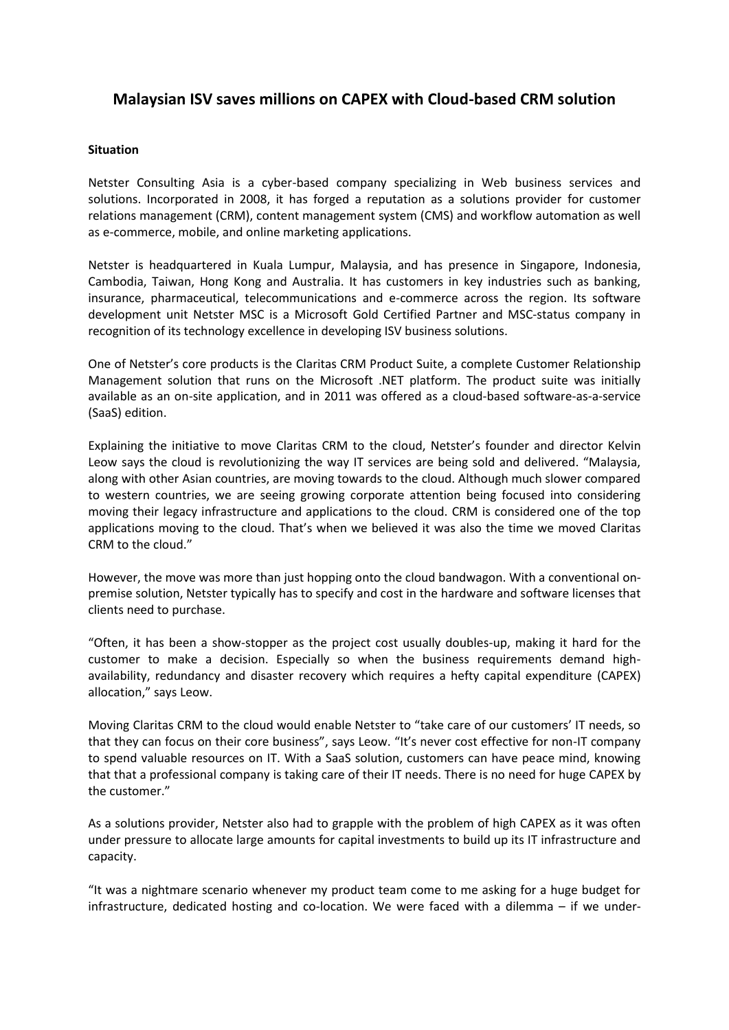# Malaysian ISV saves millions on CAPEX with Cloud-based CRM solution

**Situation**

Netster Consulting Asia is a cyber-based company specializing in Web business services and solutions. Incorporated in 2008, it has forged a reputation as a solutions provider for customer relations management (CRM), content management system (CMS) and workflow automation as well as e-commerce, mobile, and online marketing applications.

Netster is headquartered in Kuala Lumpur, Malaysia, and has presence in Singapore, Indonesia, Cambodia, Taiwan, Hong Kong and Australia. It has customers in key industries such as banking, insurance, pharmaceutical, telecommunications and e-commerce across the region. Its software development unit Netster MSC is a Microsoft Gold Certified Partner and MSC-status company in recognition of its technology excellence in developing ISV business solutions.

One of Netster's core products is the Claritas CRM Product Suite, a complete Customer Relationship Management solution that runs on the Microsoft .NET platform. The product suite was initially available as an on-site application, and in 2011 was offered as a cloud-based software-as-a-service (SaaS) edition.

Explaining the initiative to move Claritas CRM to the cloud, Netster's founder and director Kelvin Leow says the cloud is revolutionizing the way IT services are being sold and delivered. "Malaysia, along with other Asian countries, are moving towards to the cloud. Although much slower compared to western countries, we are seeing growing corporate attention being focused into considering moving their legacy infrastructure and applications to the cloud. CRM is considered one of the top applications moving to the cloud. That's when we believed it was also the time we moved Claritas CRM to the cloud."

However, the move was more than just hopping onto the cloud bandwagon. With a conventional on-premise solution, Netster typically has to specify and cost in the hardware and software licenses that clients need to purchase.

"Often, it has been a show-stopper as the project cost usually doubles-up, making it hard for the customer to make a decision. Especially so when the business requirements demand high-availability, redundancy and disaster recovery which requires a hefty capital expenditure (CAPEX) allocation," says Leow.

Moving Claritas CRM to the cloud would enable Netster to "take care of our customers' IT needs, so that they can focus on their core business", says Leow. "It's never cost effective for non-IT company to spend valuable resources on IT. With a SaaS solution, customers can have peace mind, knowing that that a professional company is taking care of their IT needs. There is no need for huge CAPEX by the customer."

As a solutions provider, Netster also had to grapple with the problem of high CAPEX as it was often under pressure to allocate large amounts for capital investments to build up its IT infrastructure and capacity.

"It was a nightmare scenario whenever my product team come to me asking for a huge budget for infrastructure, dedicated hosting and co-location. We were faced with a dilemma – if we under-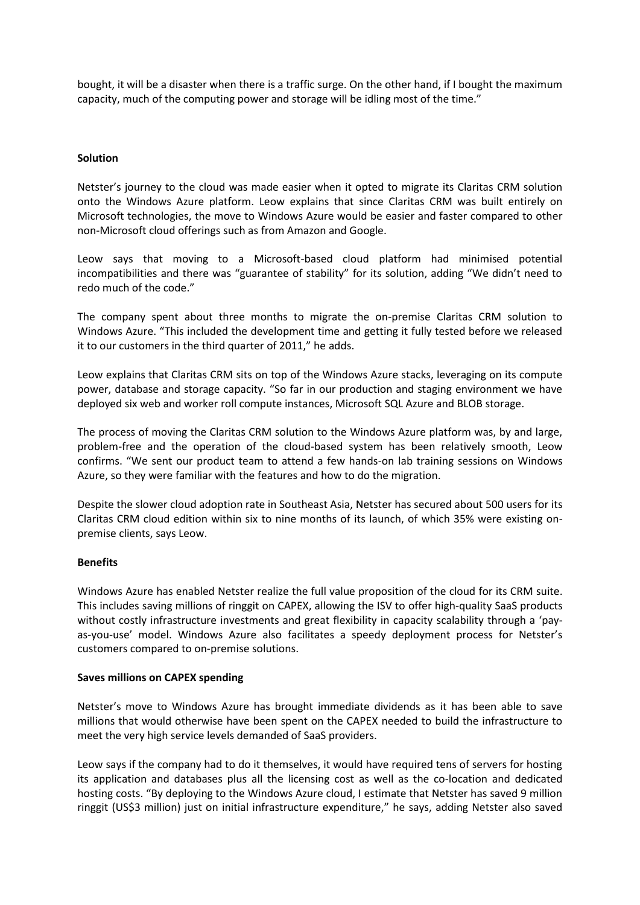bought, it will be a disaster when there is a traffic surge. On the other hand, if I bought the maximum capacity, much of the computing power and storage will be idling most of the time."

**Solution**

Netster's journey to the cloud was made easier when it opted to migrate its Claritas CRM solution onto the Windows Azure platform. Leow explains that since Claritas CRM was built entirely on Microsoft technologies, the move to Windows Azure would be easier and faster compared to other non-Microsoft cloud offerings such as from Amazon and Google.

Leow says that moving to a Microsoft-based cloud platform had minimised potential incompatibilities and there was "guarantee of stability" for its solution, adding "We didn't need to redo much of the code."

The company spent about three months to migrate the on-premise Claritas CRM solution to Windows Azure. "This included the development time and getting it fully tested before we released it to our customers in the third quarter of 2011," he adds.

Leow explains that Claritas CRM sits on top of the Windows Azure stacks, leveraging on its compute power, database and storage capacity. "So far in our production and staging environment we have deployed six web and worker roll compute instances, Microsoft SQL Azure and BLOB storage.

The process of moving the Claritas CRM solution to the Windows Azure platform was, by and large, problem-free and the operation of the cloud-based system has been relatively smooth, Leow confirms. "We sent our product team to attend a few hands-on lab training sessions on Windows Azure, so they were familiar with the features and how to do the migration.

Despite the slower cloud adoption rate in Southeast Asia, Netster has secured about 500 users for its Claritas CRM cloud edition within six to nine months of its launch, of which 35% were existing on-premise clients, says Leow.

**Benefits**

Windows Azure has enabled Netster realize the full value proposition of the cloud for its CRM suite. This includes saving millions of ringgit on CAPEX, allowing the ISV to offer high-quality SaaS products without costly infrastructure investments and great flexibility in capacity scalability through a 'pay-as-you-use' model. Windows Azure also facilitates a speedy deployment process for Netster's customers compared to on-premise solutions.

**Saves millions on CAPEX spending**

Netster's move to Windows Azure has brought immediate dividends as it has been able to save millions that would otherwise have been spent on the CAPEX needed to build the infrastructure to meet the very high service levels demanded of SaaS providers.

Leow says if the company had to do it themselves, it would have required tens of servers for hosting its application and databases plus all the licensing cost as well as the co-location and dedicated hosting costs. "By deploying to the Windows Azure cloud, I estimate that Netster has saved 9 million ringgit (US$3 million) just on initial infrastructure expenditure," he says, adding Netster also saved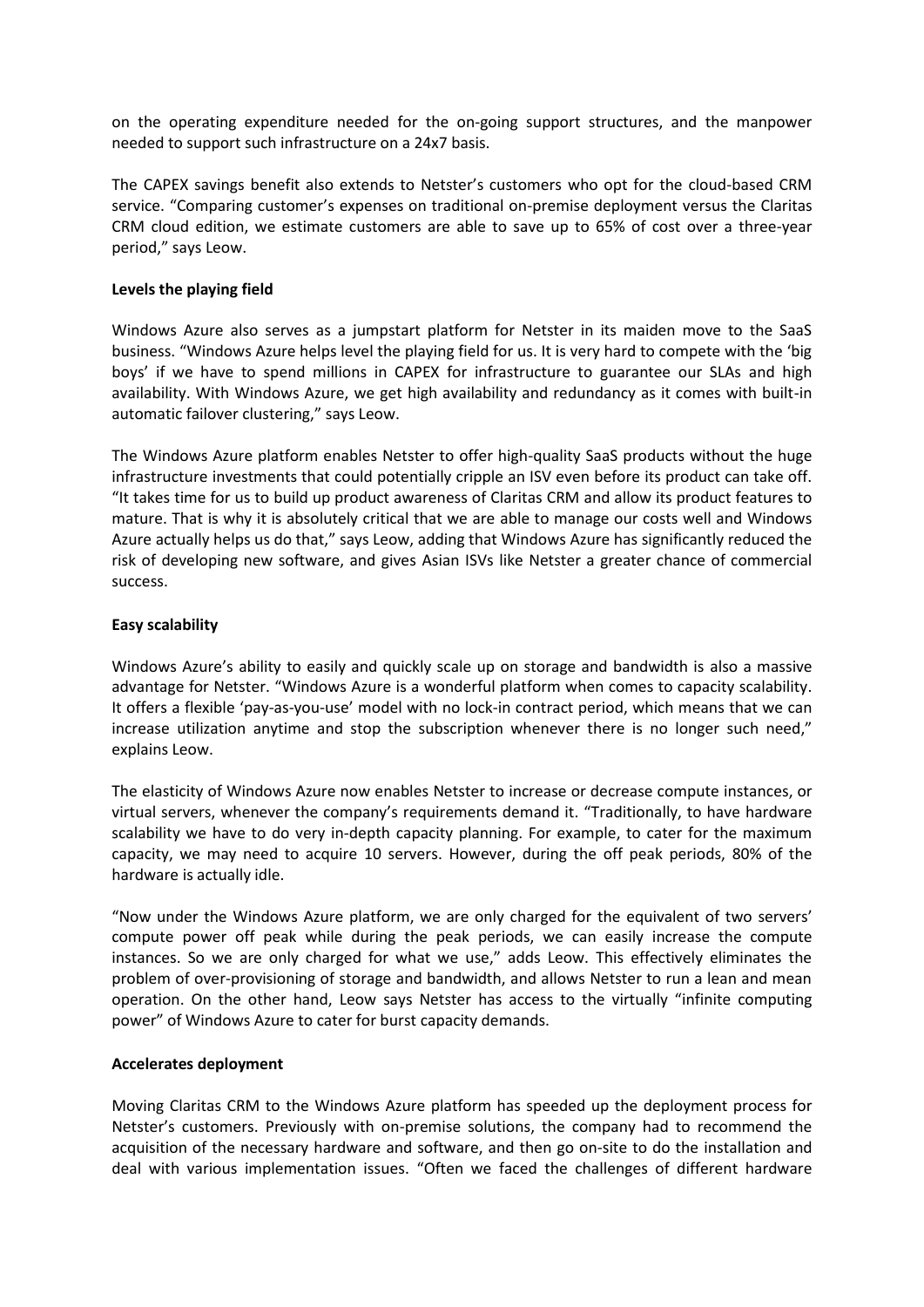on the operating expenditure needed for the on-going support structures, and the manpower needed to support such infrastructure on a 24x7 basis.

The CAPEX savings benefit also extends to Netster's customers who opt for the cloud-based CRM service. "Comparing customer's expenses on traditional on-premise deployment versus the Claritas CRM cloud edition, we estimate customers are able to save up to 65% of cost over a three-year period," says Leow.

**Levels the playing field**

Windows Azure also serves as a jumpstart platform for Netster in its maiden move to the SaaS business. "Windows Azure helps level the playing field for us. It is very hard to compete with the 'big boys' if we have to spend millions in CAPEX for infrastructure to guarantee our SLAs and high availability. With Windows Azure, we get high availability and redundancy as it comes with built-in automatic failover clustering," says Leow.

The Windows Azure platform enables Netster to offer high-quality SaaS products without the huge infrastructure investments that could potentially cripple an ISV even before its product can take off. "It takes time for us to build up product awareness of Claritas CRM and allow its product features to mature. That is why it is absolutely critical that we are able to manage our costs well and Windows Azure actually helps us do that," says Leow, adding that Windows Azure has significantly reduced the risk of developing new software, and gives Asian ISVs like Netster a greater chance of commercial success.

**Easy scalability**

Windows Azure's ability to easily and quickly scale up on storage and bandwidth is also a massive advantage for Netster. "Windows Azure is a wonderful platform when comes to capacity scalability. It offers a flexible 'pay-as-you-use' model with no lock-in contract period, which means that we can increase utilization anytime and stop the subscription whenever there is no longer such need," explains Leow.

The elasticity of Windows Azure now enables Netster to increase or decrease compute instances, or virtual servers, whenever the company's requirements demand it. "Traditionally, to have hardware scalability we have to do very in-depth capacity planning. For example, to cater for the maximum capacity, we may need to acquire 10 servers. However, during the off peak periods, 80% of the hardware is actually idle.

"Now under the Windows Azure platform, we are only charged for the equivalent of two servers' compute power off peak while during the peak periods, we can easily increase the compute instances. So we are only charged for what we use," adds Leow. This effectively eliminates the problem of over-provisioning of storage and bandwidth, and allows Netster to run a lean and mean operation. On the other hand, Leow says Netster has access to the virtually "infinite computing power" of Windows Azure to cater for burst capacity demands.

**Accelerates deployment**

Moving Claritas CRM to the Windows Azure platform has speeded up the deployment process for Netster's customers. Previously with on-premise solutions, the company had to recommend the acquisition of the necessary hardware and software, and then go on-site to do the installation and deal with various implementation issues. "Often we faced the challenges of different hardware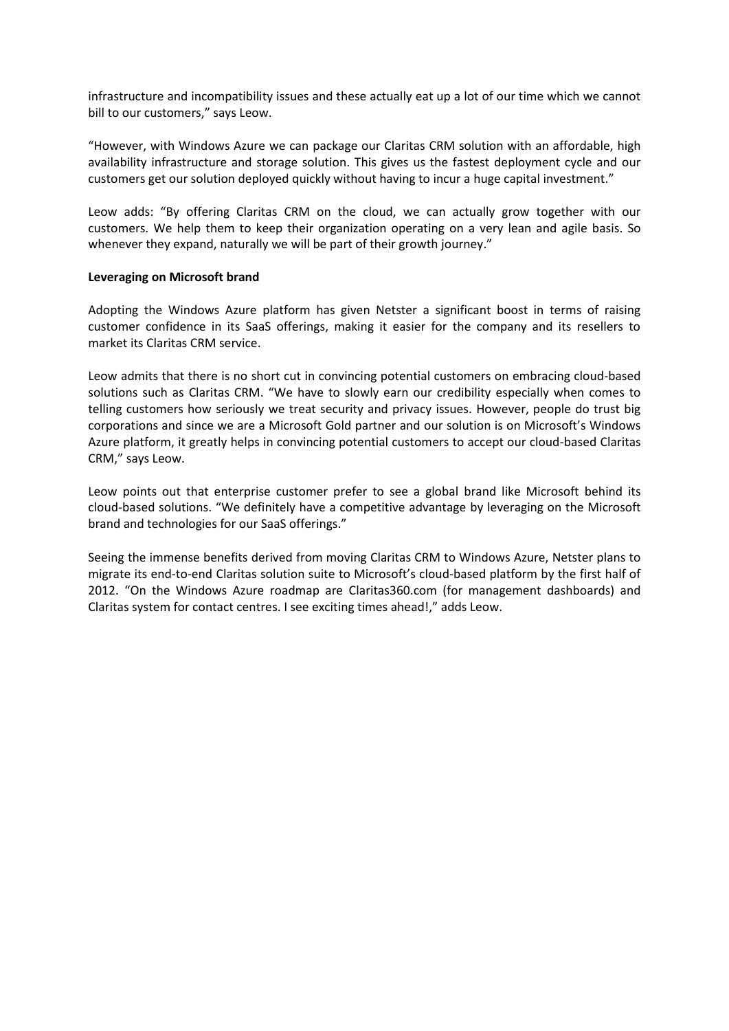infrastructure and incompatibility issues and these actually eat up a lot of our time which we cannot bill to our customers," says Leow.

"However, with Windows Azure we can package our Claritas CRM solution with an affordable, high availability infrastructure and storage solution. This gives us the fastest deployment cycle and our customers get our solution deployed quickly without having to incur a huge capital investment."

Leow adds: "By offering Claritas CRM on the cloud, we can actually grow together with our customers. We help them to keep their organization operating on a very lean and agile basis. So whenever they expand, naturally we will be part of their growth journey."

**Leveraging on Microsoft brand**

Adopting the Windows Azure platform has given Netster a significant boost in terms of raising customer confidence in its SaaS offerings, making it easier for the company and its resellers to market its Claritas CRM service.

Leow admits that there is no short cut in convincing potential customers on embracing cloud-based solutions such as Claritas CRM. "We have to slowly earn our credibility especially when comes to telling customers how seriously we treat security and privacy issues. However, people do trust big corporations and since we are a Microsoft Gold partner and our solution is on Microsoft's Windows Azure platform, it greatly helps in convincing potential customers to accept our cloud-based Claritas CRM," says Leow.

Leow points out that enterprise customer prefer to see a global brand like Microsoft behind its cloud-based solutions. "We definitely have a competitive advantage by leveraging on the Microsoft brand and technologies for our SaaS offerings."

Seeing the immense benefits derived from moving Claritas CRM to Windows Azure, Netster plans to migrate its end-to-end Claritas solution suite to Microsoft's cloud-based platform by the first half of 2012. "On the Windows Azure roadmap are Claritas360.com (for management dashboards) and Claritas system for contact centres. I see exciting times ahead!," adds Leow.